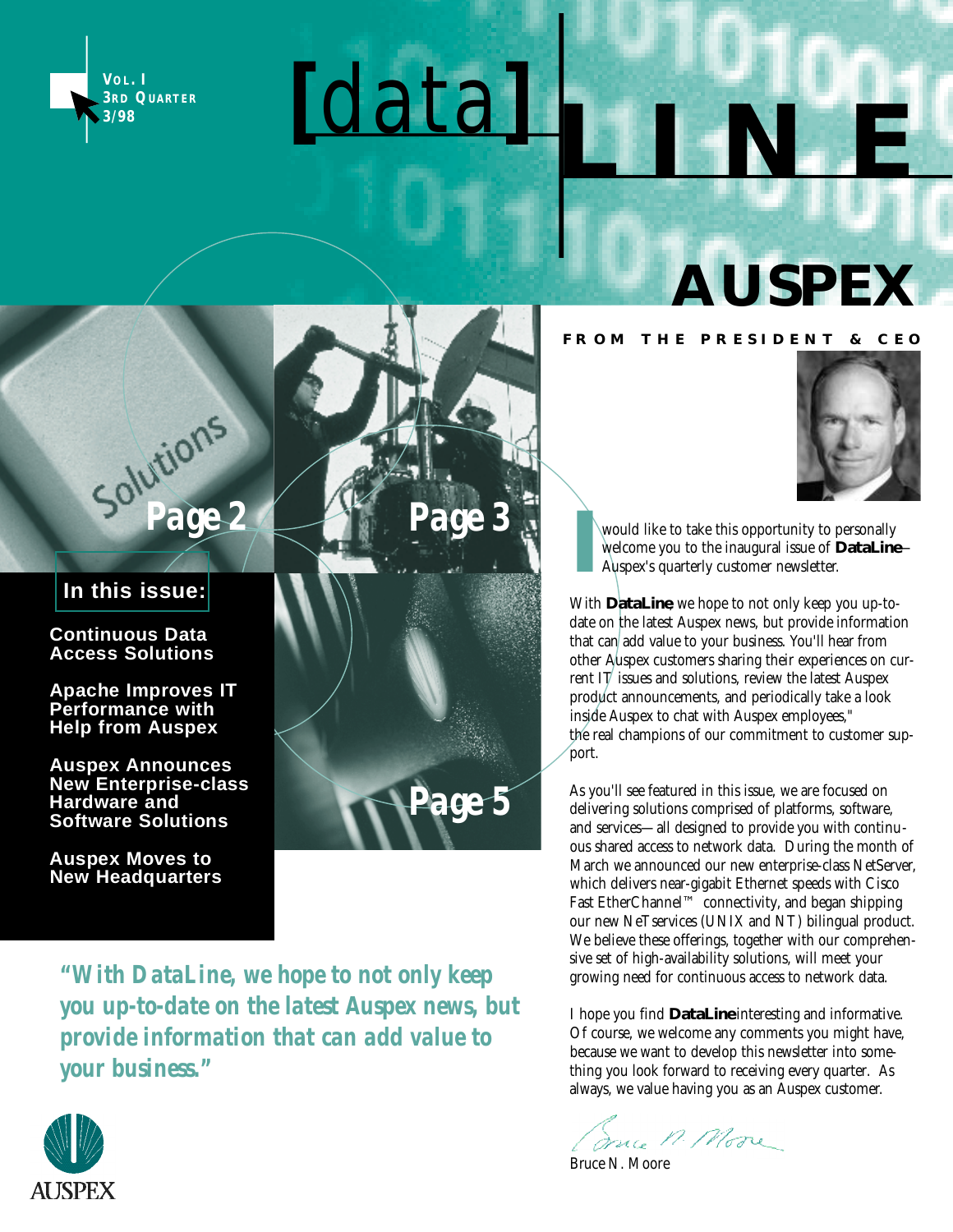Vol. I
3rd Quarter
3/98

# [data] LINE

## AUSPEX

Solutions Page 2

Page 3

Page 5

**In this issue:**

**Continuous Data Access Solutions**

**Apache Improves IT Performance with Help from Auspex**

**Auspex Announces New Enterprise-class Hardware and Software Solutions**

**Auspex Moves to New Headquarters**

***"With DataLine, we hope to not only keep you up-to-date on the latest Auspex news, but provide information that can add value to your business."***

AUSPEX

## FROM THE PRESIDENT & CEO

I would like to take this opportunity to personally welcome you to the inaugural issue of **DataLine**–Auspex's quarterly customer newsletter.

With **DataLine**, we hope to not only keep you up-to-date on the latest Auspex news, but provide information that can add value to your business. You'll hear from other Auspex customers sharing their experiences on current IT issues and solutions, review the latest Auspex product announcements, and periodically take a look inside Auspex to chat with Auspex employees," the real champions of our commitment to customer support.

As you'll see featured in this issue, we are focused on delivering solutions comprised of platforms, software, and services—all designed to provide you with continuous shared access to network data. During the month of March we announced our new enterprise-class NetServer, which delivers near-gigabit Ethernet speeds with Cisco Fast EtherChannel™ connectivity, and began shipping our new NeTservices (UNIX and NT) bilingual product. We believe these offerings, together with our comprehensive set of high-availability solutions, will meet your growing need for continuous access to network data.

I hope you find **DataLine** interesting and informative. Of course, we welcome any comments you might have, because we want to develop this newsletter into something you look forward to receiving every quarter. As always, we value having you as an Auspex customer.

Bruce N. Moore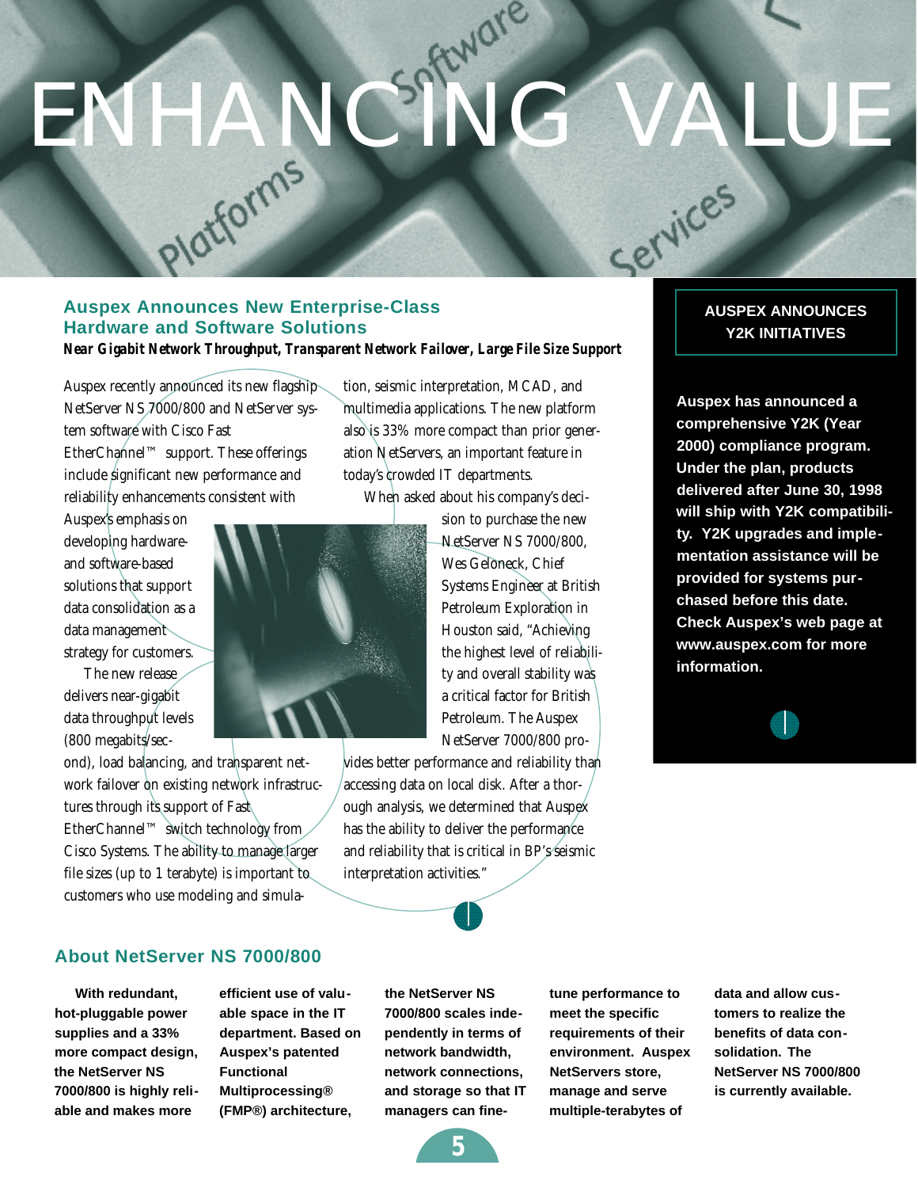# ENHANCING VALUE

## Auspex Announces New Enterprise-Class Hardware and Software Solutions

***Near Gigabit Network Throughput, Transparent Network Failover, Large File Size Support***

Auspex recently announced its new flagship NetServer NS 7000/800 and NetServer system software with Cisco Fast EtherChannel™ support. These offerings include significant new performance and reliability enhancements consistent with Auspex's emphasis on developing hardware- and software-based solutions that support data consolidation as a data management strategy for customers.

The new release delivers near-gigabit data throughput levels (800 megabits/second), load balancing, and transparent network failover on existing network infrastructures through its support of Fast EtherChannel™ switch technology from Cisco Systems. The ability to manage larger file sizes (up to 1 terabyte) is important to customers who use modeling and simulation, seismic interpretation, MCAD, and multimedia applications. The new platform also is 33% more compact than prior generation NetServers, an important feature in today's crowded IT departments.

When asked about his company's decision to purchase the new NetServer NS 7000/800, Wes Geloneck, Chief Systems Engineer at British Petroleum Exploration in Houston said, "Achieving the highest level of reliability and overall stability was a critical factor for British Petroleum. The Auspex NetServer 7000/800 provides better performance and reliability than accessing data on local disk. After a thorough analysis, we determined that Auspex has the ability to deliver the performance and reliability that is critical in BP's seismic interpretation activities."

## AUSPEX ANNOUNCES Y2K INITIATIVES

**Auspex has announced a comprehensive Y2K (Year 2000) compliance program. Under the plan, products delivered after June 30, 1998 will ship with Y2K compatibility. Y2K upgrades and implementation assistance will be provided for systems purchased before this date. Check Auspex's web page at www.auspex.com for more information.**

## About NetServer NS 7000/800

**With redundant, hot-pluggable power supplies and a 33% more compact design, the NetServer NS 7000/800 is highly reliable and makes more efficient use of valuable space in the IT department. Based on Auspex's patented Functional Multiprocessing® (FMP®) architecture, the NetServer NS 7000/800 scales independently in terms of network bandwidth, network connections, and storage so that IT managers can fine-tune performance to meet the specific requirements of their environment. Auspex NetServers store, manage and serve multiple-terabytes of data and allow customers to realize the benefits of data consolidation. The NetServer NS 7000/800 is currently available.**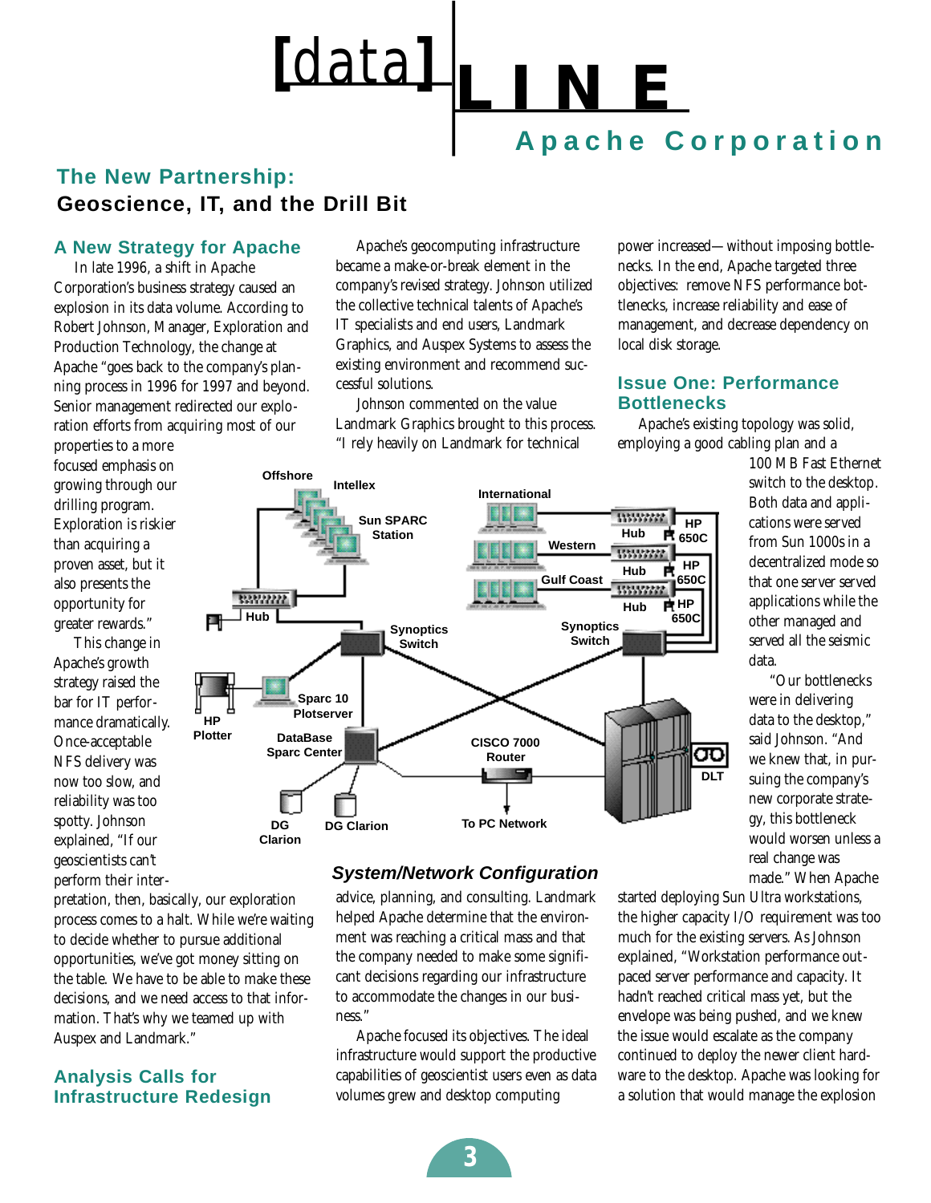# [data] LINE

## Apache Corporation

## The New Partnership: Geoscience, IT, and the Drill Bit

### A New Strategy for Apache

In late 1996, a shift in Apache Corporation's business strategy caused an explosion in its data volume. According to Robert Johnson, Manager, Exploration and Production Technology, the change at Apache "goes back to the company's planning process in 1996 for 1997 and beyond. Senior management redirected our exploration efforts from acquiring most of our properties to a more focused emphasis on growing through our drilling program. Exploration is riskier than acquiring a proven asset, but it also presents the opportunity for greater rewards."

This change in Apache's growth strategy raised the bar for IT performance dramatically. Once-acceptable NFS delivery was now too slow, and reliability was too spotty. Johnson explained, "If our geoscientists can't perform their interpretation, then, basically, our exploration process comes to a halt. While we're waiting to decide whether to pursue additional opportunities, we've got money sitting on the table. We have to be able to make these decisions, and we need access to that information. That's why we teamed up with Auspex and Landmark."

### Analysis Calls for Infrastructure Redesign

Apache's geocomputing infrastructure became a make-or-break element in the company's revised strategy. Johnson utilized the collective technical talents of Apache's IT specialists and end users, Landmark Graphics, and Auspex Systems to assess the existing environment and recommend successful solutions.

Johnson commented on the value Landmark Graphics brought to this process. "I rely heavily on Landmark for technical advice, planning, and consulting. Landmark helped Apache determine that the environment was reaching a critical mass and that the company needed to make some significant decisions regarding our infrastructure to accommodate the changes in our business."

Apache focused its objectives. The ideal infrastructure would support the productive capabilities of geoscientist users even as data volumes grew and desktop computing power increased—without imposing bottlenecks. In the end, Apache targeted three objectives: remove NFS performance bottlenecks, increase reliability and ease of management, and decrease dependency on local disk storage.

Offshore, Intellex, Sun SPARC Station, International, Western, Gulf Coast, Hub, HP 650C, Synoptics Switch, Sparc 10 Plotserver, HP Plotter, DataBase Sparc Center, CISCO 7000 Router, DLT, DG Clarion, To PC Network

*System/Network Configuration*

### Issue One: Performance Bottlenecks

Apache's existing topology was solid, employing a good cabling plan and a 100 MB Fast Ethernet switch to the desktop. Both data and applications were served from Sun 1000s in a decentralized mode so that one server served applications while the other managed and served all the seismic data.

"Our bottlenecks were in delivering data to the desktop," said Johnson. "And we knew that, in pursuing the company's new corporate strategy, this bottleneck would worsen unless a real change was made." When Apache started deploying Sun Ultra workstations, the higher capacity I/O requirement was too much for the existing servers. As Johnson explained, "Workstation performance outpaced server performance and capacity. It hadn't reached critical mass yet, but the envelope was being pushed, and we knew the issue would escalate as the company continued to deploy the newer client hardware to the desktop. Apache was looking for a solution that would manage the explosion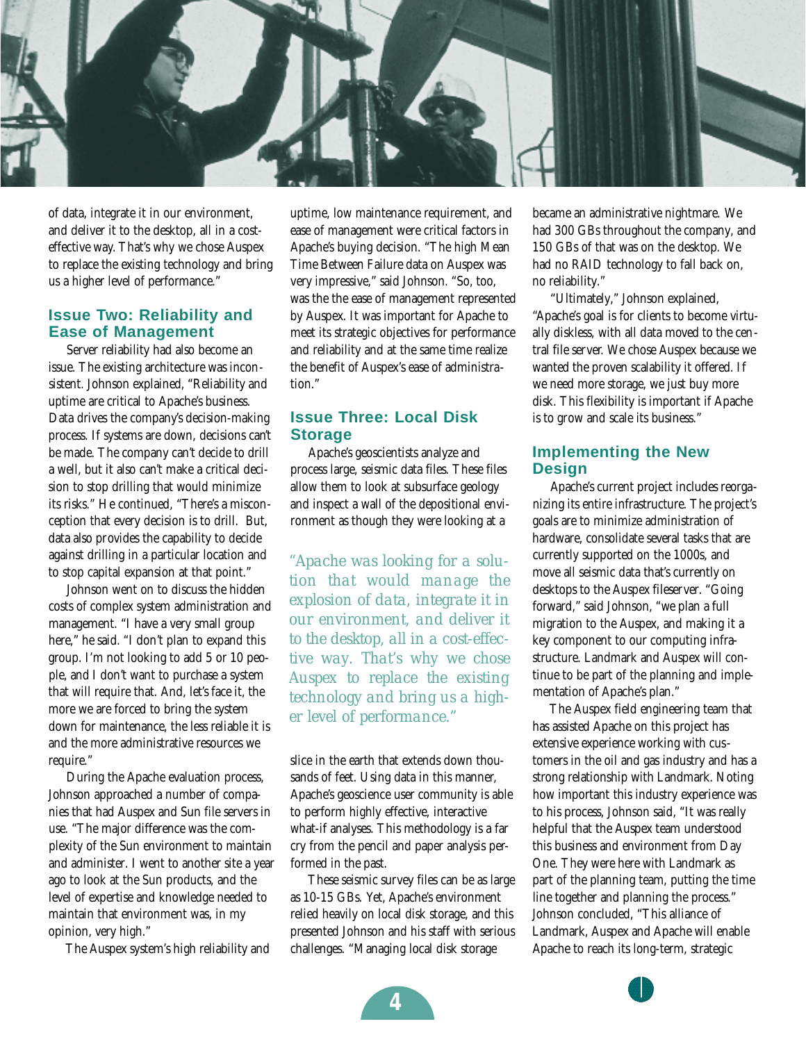of data, integrate it in our environment, and deliver it to the desktop, all in a cost-effective way. That's why we chose Auspex to replace the existing technology and bring us a higher level of performance."

## Issue Two: Reliability and Ease of Management

Server reliability had also become an issue. The existing architecture was inconsistent. Johnson explained, "Reliability and uptime are critical to Apache's business. Data drives the company's decision-making process. If systems are down, decisions can't be made. The company can't decide to drill a well, but it also can't make a critical decision to stop drilling that would minimize its risks." He continued, "There's a misconception that every decision is to drill. But, data also provides the capability to decide against drilling in a particular location and to stop capital expansion at that point."

Johnson went on to discuss the hidden costs of complex system administration and management. "I have a very small group here," he said. "I don't plan to expand this group. I'm not looking to add 5 or 10 people, and I don't want to purchase a system that will require that. And, let's face it, the more we are forced to bring the system down for maintenance, the less reliable it is and the more administrative resources we require."

During the Apache evaluation process, Johnson approached a number of companies that had Auspex and Sun file servers in use. "The major difference was the complexity of the Sun environment to maintain and administer. I went to another site a year ago to look at the Sun products, and the level of expertise and knowledge needed to maintain that environment was, in my opinion, very high."

The Auspex system's high reliability and uptime, low maintenance requirement, and ease of management were critical factors in Apache's buying decision. "The high Mean Time Between Failure data on Auspex was very impressive," said Johnson. "So, too, was the the ease of management represented by Auspex. It was important for Apache to meet its strategic objectives for performance and reliability and at the same time realize the benefit of Auspex's ease of administration."

## Issue Three: Local Disk Storage

Apache's geoscientists analyze and process large, seismic data files. These files allow them to look at subsurface geology and inspect a wall of the depositional environment as though they were looking at a slice in the earth that extends down thousands of feet. Using data in this manner, Apache's geoscience user community is able to perform highly effective, interactive what-if analyses. This methodology is a far cry from the pencil and paper analysis performed in the past.

*"Apache was looking for a solution that would manage the explosion of data, integrate it in our environment, and deliver it to the desktop, all in a cost-effective way. That's why we chose Auspex to replace the existing technology and bring us a higher level of performance."*

These seismic survey files can be as large as 10-15 GBs. Yet, Apache's environment relied heavily on local disk storage, and this presented Johnson and his staff with serious challenges. "Managing local disk storage became an administrative nightmare. We had 300 GBs throughout the company, and 150 GBs of that was on the desktop. We had no RAID technology to fall back on, no reliability."

"Ultimately," Johnson explained, "Apache's goal is for clients to become virtually diskless, with all data moved to the central file server. We chose Auspex because we wanted the proven scalability it offered. If we need more storage, we just buy more disk. This flexibility is important if Apache is to grow and scale its business."

## Implementing the New Design

Apache's current project includes reorganizing its entire infrastructure. The project's goals are to minimize administration of hardware, consolidate several tasks that are currently supported on the 1000s, and move all seismic data that's currently on desktops to the Auspex fileserver. "Going forward," said Johnson, "we plan a full migration to the Auspex, and making it a key component to our computing infrastructure. Landmark and Auspex will continue to be part of the planning and implementation of Apache's plan."

The Auspex field engineering team that has assisted Apache on this project has extensive experience working with customers in the oil and gas industry and has a strong relationship with Landmark. Noting how important this industry experience was to his process, Johnson said, "It was really helpful that the Auspex team understood this business and environment from Day One. They were here with Landmark as part of the planning team, putting the time line together and planning the process." Johnson concluded, "This alliance of Landmark, Auspex and Apache will enable Apache to reach its long-term, strategic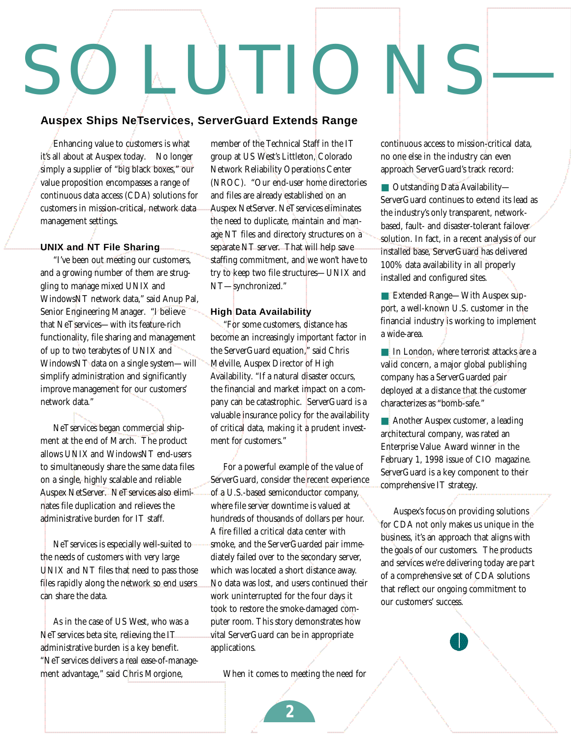# SOLUTIONS—

## Auspex Ships NeTservices, ServerGuard Extends Range

Enhancing value to customers is what it's all about at Auspex today. No longer simply a supplier of "big black boxes," our value proposition encompasses a range of continuous data access (CDA) solutions for customers in mission-critical, network data management settings.

### UNIX and NT File Sharing

"I've been out meeting our customers, and a growing number of them are struggling to manage mixed UNIX and WindowsNT network data," said Anup Pal, Senior Engineering Manager. "I believe that NeTservices—with its feature-rich functionality, file sharing and management of up to two terabytes of UNIX and WindowsNT data on a single system—will simplify administration and significantly improve management for our customers' network data."

NeTservices began commercial shipment at the end of March. The product allows UNIX and WindowsNT end-users to simultaneously share the same data files on a single, highly scalable and reliable Auspex NetServer. NeTservices also eliminates file duplication and relieves the administrative burden for IT staff.

NeTservices is especially well-suited to the needs of customers with very large UNIX and NT files that need to pass those files rapidly along the network so end users can share the data.

As in the case of US West, who was a NeTservices beta site, relieving the IT administrative burden is a key benefit. "NeTservices delivers a real ease-of-management advantage," said Chris Morgione, member of the Technical Staff in the IT group at US West's Littleton, Colorado Network Reliability Operations Center (NROC). "Our end-user home directories and files are already established on an Auspex NetServer. NeTservices eliminates the need to duplicate, maintain and manage NT files and directory structures on a separate NT server. That will help save staffing commitment, and we won't have to try to keep two file structures—UNIX and NT—synchronized."

### High Data Availability

"For some customers, distance has become an increasingly important factor in the ServerGuard equation," said Chris Melville, Auspex Director of High Availability. "If a natural disaster occurs, the financial and market impact on a company can be catastrophic. ServerGuard is a valuable insurance policy for the availability of critical data, making it a prudent investment for customers."

For a powerful example of the value of ServerGuard, consider the recent experience of a U.S.-based semiconductor company, where file server downtime is valued at hundreds of thousands of dollars per hour. A fire filled a critical data center with smoke, and the ServerGuarded pair immediately failed over to the secondary server, which was located a short distance away. No data was lost, and users continued their work uninterrupted for the four days it took to restore the smoke-damaged computer room. This story demonstrates how vital ServerGuard can be in appropriate applications.

When it comes to meeting the need for continuous access to mission-critical data, no one else in the industry can even approach ServerGuard's track record:

- Outstanding Data Availability—ServerGuard continues to extend its lead as the industry's only transparent, network-based, fault- and disaster-tolerant failover solution. In fact, in a recent analysis of our installed base, ServerGuard has delivered 100% data availability in all properly installed and configured sites.
- Extended Range—With Auspex support, a well-known U.S. customer in the financial industry is working to implement a wide-area.
- In London, where terrorist attacks are a valid concern, a major global publishing company has a ServerGuarded pair deployed at a distance that the customer characterizes as "bomb-safe."
- Another Auspex customer, a leading architectural company, was rated an Enterprise Value Award winner in the February 1, 1998 issue of CIO magazine. ServerGuard is a key component to their comprehensive IT strategy.

Auspex's focus on providing solutions for CDA not only makes us unique in the business, it's an approach that aligns with the goals of our customers. The products and services we're delivering today are part of a comprehensive set of CDA solutions that reflect our ongoing commitment to our customers' success.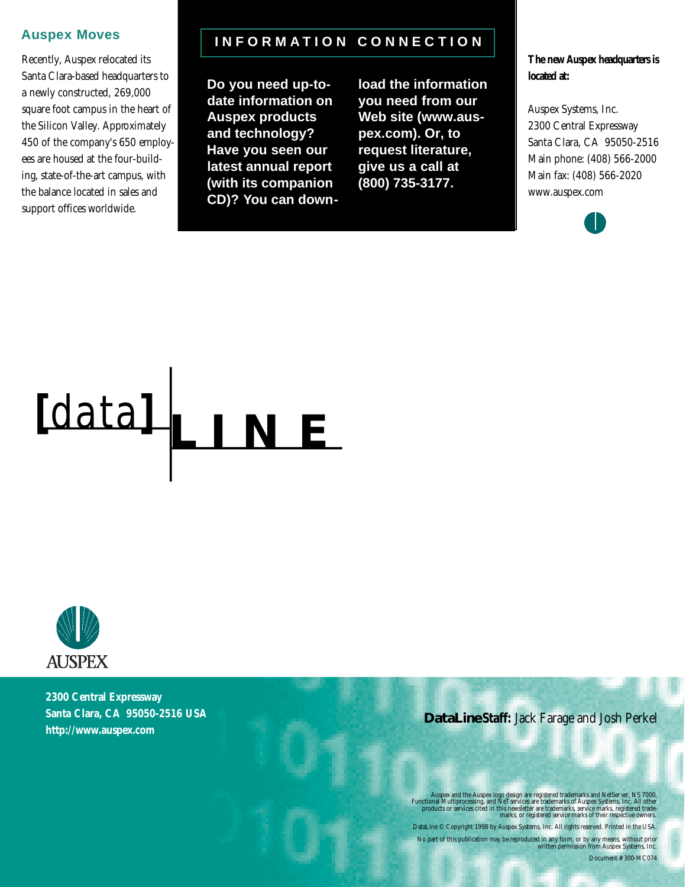## Auspex Moves

Recently, Auspex relocated its Santa Clara-based headquarters to a newly constructed, 269,000 square foot campus in the heart of the Silicon Valley. Approximately 450 of the company's 650 employees are housed at the four-building, state-of-the-art campus, with the balance located in sales and support offices worldwide.

## INFORMATION CONNECTION

**Do you need up-to-date information on Auspex products and technology? Have you seen our latest annual report (with its companion CD)? You can download the information you need from our Web site (www.auspex.com). Or, to request literature, give us a call at (800) 735-3177.**

**The new Auspex headquarters is located at:**

Auspex Systems, Inc.
2300 Central Expressway
Santa Clara, CA  95050-2516
Main phone: (408) 566-2000
Main fax: (408) 566-2020
www.auspex.com

# [data] LINE

AUSPEX

**2300 Central Expressway**
**Santa Clara, CA  95050-2516 USA**
**http://www.auspex.com**

**DataLine Staff:** Jack Farage and Josh Perkel

Auspex and the Auspex logo design are registered trademarks and NetServer, NS 7000, Functional Multiprocessing, and NeT services are trademarks of Auspex Systems, Inc. All other products or services cited in this newsletter are trademarks, service marks, registered trademarks, or registered service marks of their respective owners.

DataLine © Copyright 1998 by Auspex Systems, Inc. All rights reserved. Printed in the USA.

No part of this publication may be reproduced in any form, or by any means, without prior written permission from Auspex Systems, Inc.

Document # 300-MC074